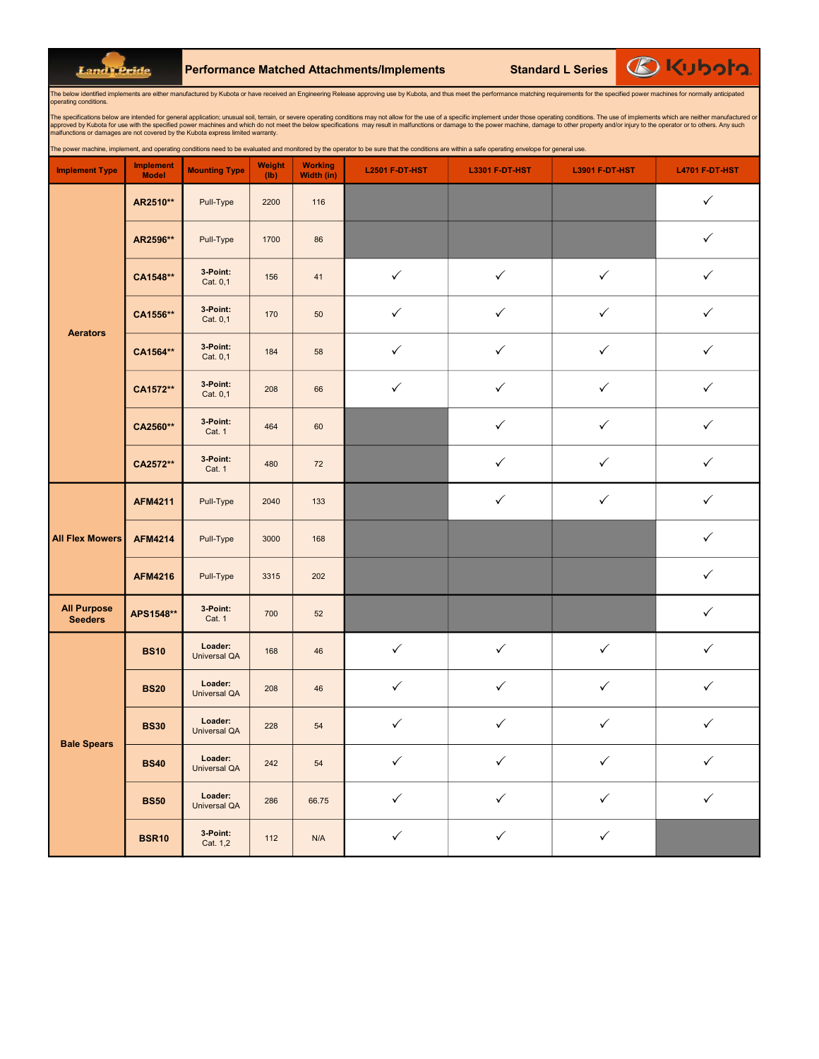# Performance Matched Attachments/Implements — Standard L Series

The below identified implements are either manufactured by Kubota or have received an Engineering Release approving use by Kubota, and thus meet the performance matching requirements for the specified power machines for normally anticipated operating conditions.

The specifications below are intended for general application; unusual soil, terrain, or severe operating conditions may not allow for the use of a specific implement under those operating conditions. The use of implements which are neither manufactured or approved by Kubota for use with the specified power machines and which do not meet the below specifications may result in malfunctions or damage to the power machine, damage to other property and/or injury to the operator or to others. Any such malfunctions or damages are not covered by the Kubota express limited warranty.

The power machine, implement, and operating conditions need to be evaluated and monitored by the operator to be sure that the conditions are within a safe operating envelope for general use.

| Implement Type | Implement Model | Mounting Type | Weight (lb) | Working Width (in) | L2501 F-DT-HST | L3301 F-DT-HST | L3901 F-DT-HST | L4701 F-DT-HST |
|---|---|---|---|---|---|---|---|---|
| Aerators | AR2510** | Pull-Type | 2200 | 116 | | | | ✓ |
| | AR2596** | Pull-Type | 1700 | 86 | | | | ✓ |
| | CA1548** | 3-Point: Cat. 0,1 | 156 | 41 | ✓ | ✓ | ✓ | ✓ |
| | CA1556** | 3-Point: Cat. 0,1 | 170 | 50 | ✓ | ✓ | ✓ | ✓ |
| | CA1564** | 3-Point: Cat. 0,1 | 184 | 58 | ✓ | ✓ | ✓ | ✓ |
| | CA1572** | 3-Point: Cat. 0,1 | 208 | 66 | ✓ | ✓ | ✓ | ✓ |
| | CA2560** | 3-Point: Cat. 1 | 464 | 60 | | ✓ | ✓ | ✓ |
| | CA2572** | 3-Point: Cat. 1 | 480 | 72 | | ✓ | ✓ | ✓ |
| All Flex Mowers | AFM4211 | Pull-Type | 2040 | 133 | | ✓ | ✓ | ✓ |
| | AFM4214 | Pull-Type | 3000 | 168 | | | | ✓ |
| | AFM4216 | Pull-Type | 3315 | 202 | | | | ✓ |
| All Purpose Seeders | APS1548** | 3-Point: Cat. 1 | 700 | 52 | | | | ✓ |
| Bale Spears | BS10 | Loader: Universal QA | 168 | 46 | ✓ | ✓ | ✓ | ✓ |
| | BS20 | Loader: Universal QA | 208 | 46 | ✓ | ✓ | ✓ | ✓ |
| | BS30 | Loader: Universal QA | 228 | 54 | ✓ | ✓ | ✓ | ✓ |
| | BS40 | Loader: Universal QA | 242 | 54 | ✓ | ✓ | ✓ | ✓ |
| | BS50 | Loader: Universal QA | 286 | 66.75 | ✓ | ✓ | ✓ | ✓ |
| | BSR10 | 3-Point: Cat. 1,2 | 112 | N/A | ✓ | ✓ | ✓ | |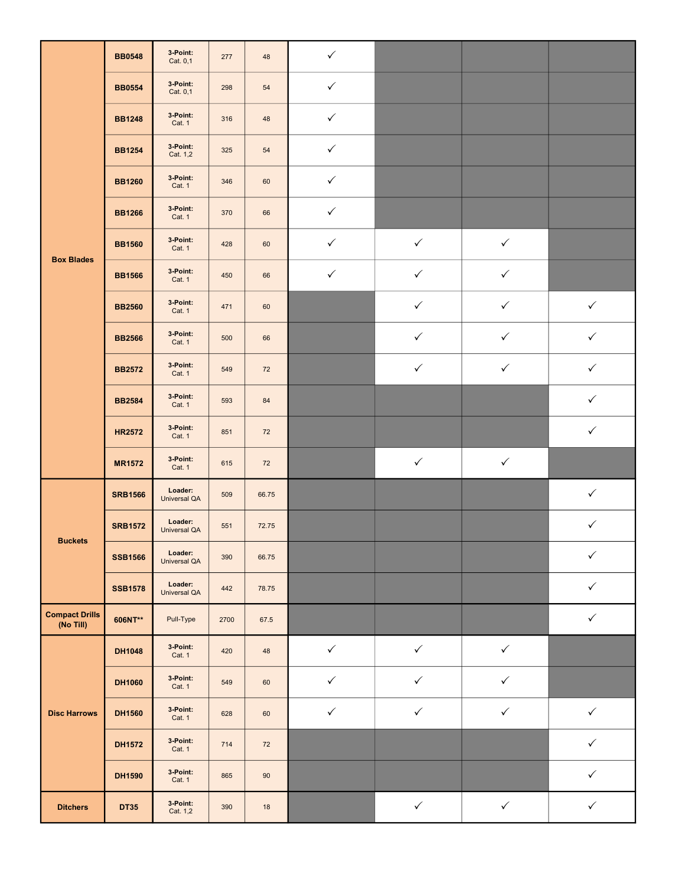| | | | | | | | | |
|---|---|---|---|---|---|---|---|---|
| **Box Blades** | **BB0548** | **3-Point:** Cat. 0,1 | 277 | 48 | ✓ | | | |
| | **BB0554** | **3-Point:** Cat. 0,1 | 298 | 54 | ✓ | | | |
| | **BB1248** | **3-Point:** Cat. 1 | 316 | 48 | ✓ | | | |
| | **BB1254** | **3-Point:** Cat. 1,2 | 325 | 54 | ✓ | | | |
| | **BB1260** | **3-Point:** Cat. 1 | 346 | 60 | ✓ | | | |
| | **BB1266** | **3-Point:** Cat. 1 | 370 | 66 | ✓ | | | |
| | **BB1560** | **3-Point:** Cat. 1 | 428 | 60 | ✓ | ✓ | ✓ | |
| | **BB1566** | **3-Point:** Cat. 1 | 450 | 66 | ✓ | ✓ | ✓ | |
| | **BB2560** | **3-Point:** Cat. 1 | 471 | 60 | | ✓ | ✓ | ✓ |
| | **BB2566** | **3-Point:** Cat. 1 | 500 | 66 | | ✓ | ✓ | ✓ |
| | **BB2572** | **3-Point:** Cat. 1 | 549 | 72 | | ✓ | ✓ | ✓ |
| | **BB2584** | **3-Point:** Cat. 1 | 593 | 84 | | | | ✓ |
| | **HR2572** | **3-Point:** Cat. 1 | 851 | 72 | | | | ✓ |
| | **MR1572** | **3-Point:** Cat. 1 | 615 | 72 | | ✓ | ✓ | |
| **Buckets** | **SRB1566** | **Loader:** Universal QA | 509 | 66.75 | | | | ✓ |
| | **SRB1572** | **Loader:** Universal QA | 551 | 72.75 | | | | ✓ |
| | **SSB1566** | **Loader:** Universal QA | 390 | 66.75 | | | | ✓ |
| | **SSB1578** | **Loader:** Universal QA | 442 | 78.75 | | | | ✓ |
| **Compact Drills (No Till)** | **606NT**** | Pull-Type | 2700 | 67.5 | | | | ✓ |
| **Disc Harrows** | **DH1048** | **3-Point:** Cat. 1 | 420 | 48 | ✓ | ✓ | ✓ | |
| | **DH1060** | **3-Point:** Cat. 1 | 549 | 60 | ✓ | ✓ | ✓ | |
| | **DH1560** | **3-Point:** Cat. 1 | 628 | 60 | ✓ | ✓ | ✓ | ✓ |
| | **DH1572** | **3-Point:** Cat. 1 | 714 | 72 | | | | ✓ |
| | **DH1590** | **3-Point:** Cat. 1 | 865 | 90 | | | | ✓ |
| **Ditchers** | **DT35** | **3-Point:** Cat. 1,2 | 390 | 18 | | ✓ | ✓ | ✓ |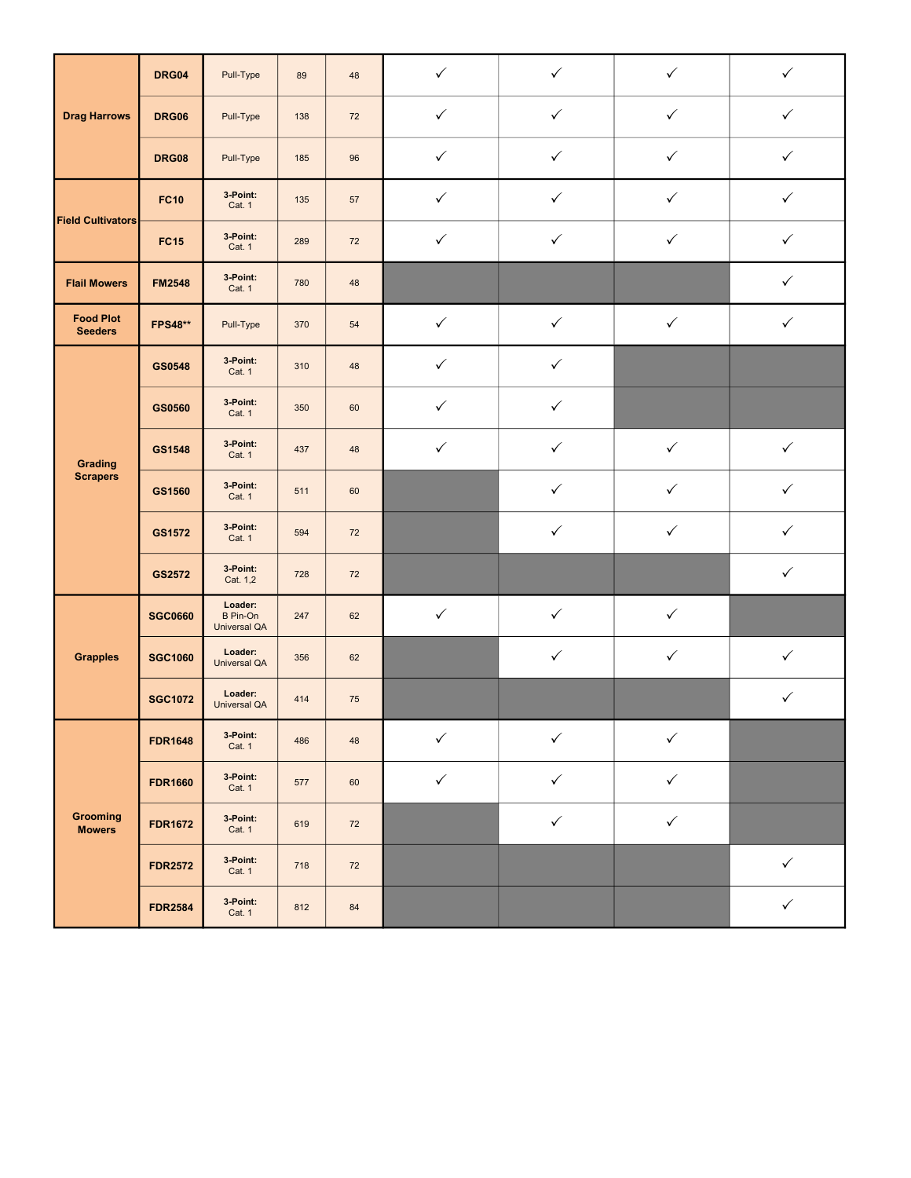| | | | | | | | | |
|---|---|---|---|---|---|---|---|---|
| **Drag Harrows** | **DRG04** | Pull-Type | 89 | 48 | ✓ | ✓ | ✓ | ✓ |
| | **DRG06** | Pull-Type | 138 | 72 | ✓ | ✓ | ✓ | ✓ |
| | **DRG08** | Pull-Type | 185 | 96 | ✓ | ✓ | ✓ | ✓ |
| **Field Cultivators** | **FC10** | **3-Point:** Cat. 1 | 135 | 57 | ✓ | ✓ | ✓ | ✓ |
| | **FC15** | **3-Point:** Cat. 1 | 289 | 72 | ✓ | ✓ | ✓ | ✓ |
| **Flail Mowers** | **FM2548** | **3-Point:** Cat. 1 | 780 | 48 | | | | ✓ |
| **Food Plot Seeders** | **FPS48**** | Pull-Type | 370 | 54 | ✓ | ✓ | ✓ | ✓ |
| **Grading Scrapers** | **GS0548** | **3-Point:** Cat. 1 | 310 | 48 | ✓ | ✓ | | |
| | **GS0560** | **3-Point:** Cat. 1 | 350 | 60 | ✓ | ✓ | | |
| | **GS1548** | **3-Point:** Cat. 1 | 437 | 48 | ✓ | ✓ | ✓ | ✓ |
| | **GS1560** | **3-Point:** Cat. 1 | 511 | 60 | | ✓ | ✓ | ✓ |
| | **GS1572** | **3-Point:** Cat. 1 | 594 | 72 | | ✓ | ✓ | ✓ |
| | **GS2572** | **3-Point:** Cat. 1,2 | 728 | 72 | | | | ✓ |
| **Grapples** | **SGC0660** | **Loader:** B Pin-On Universal QA | 247 | 62 | ✓ | ✓ | ✓ | |
| | **SGC1060** | **Loader:** Universal QA | 356 | 62 | | ✓ | ✓ | ✓ |
| | **SGC1072** | **Loader:** Universal QA | 414 | 75 | | | | ✓ |
| **Grooming Mowers** | **FDR1648** | **3-Point:** Cat. 1 | 486 | 48 | ✓ | ✓ | ✓ | |
| | **FDR1660** | **3-Point:** Cat. 1 | 577 | 60 | ✓ | ✓ | ✓ | |
| | **FDR1672** | **3-Point:** Cat. 1 | 619 | 72 | | ✓ | ✓ | |
| | **FDR2572** | **3-Point:** Cat. 1 | 718 | 72 | | | | ✓ |
| | **FDR2584** | **3-Point:** Cat. 1 | 812 | 84 | | | | ✓ |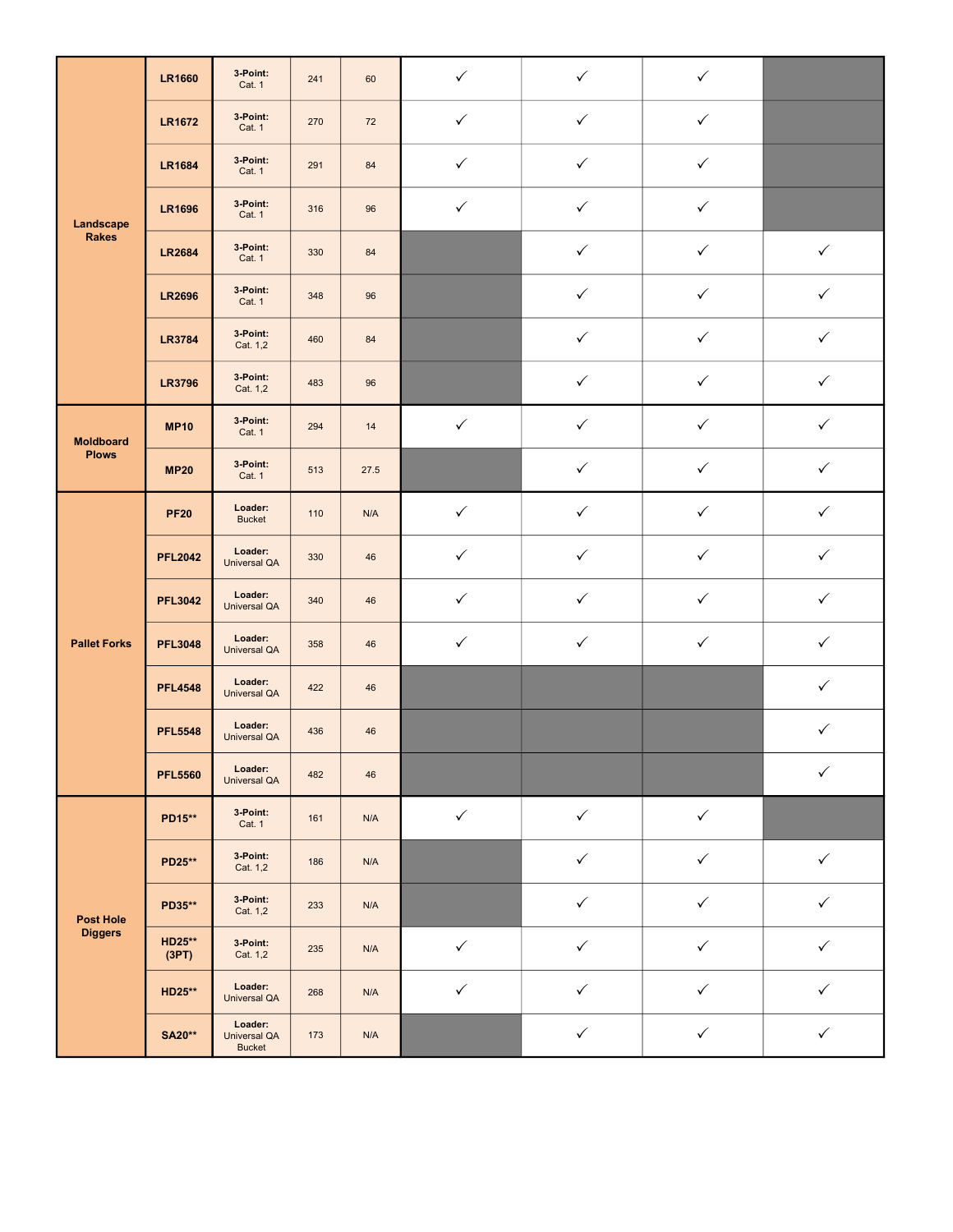| | | | | | | | | |
|---|---|---|---|---|---|---|---|---|
| Landscape Rakes | **LR1660** | **3-Point:** Cat. 1 | 241 | 60 | ✓ | ✓ | ✓ | |
| | **LR1672** | **3-Point:** Cat. 1 | 270 | 72 | ✓ | ✓ | ✓ | |
| | **LR1684** | **3-Point:** Cat. 1 | 291 | 84 | ✓ | ✓ | ✓ | |
| | **LR1696** | **3-Point:** Cat. 1 | 316 | 96 | ✓ | ✓ | ✓ | |
| | **LR2684** | **3-Point:** Cat. 1 | 330 | 84 | | ✓ | ✓ | ✓ |
| | **LR2696** | **3-Point:** Cat. 1 | 348 | 96 | | ✓ | ✓ | ✓ |
| | **LR3784** | **3-Point:** Cat. 1,2 | 460 | 84 | | ✓ | ✓ | ✓ |
| | **LR3796** | **3-Point:** Cat. 1,2 | 483 | 96 | | ✓ | ✓ | ✓ |
| Moldboard Plows | **MP10** | **3-Point:** Cat. 1 | 294 | 14 | ✓ | ✓ | ✓ | ✓ |
| | **MP20** | **3-Point:** Cat. 1 | 513 | 27.5 | | ✓ | ✓ | ✓ |
| Pallet Forks | **PF20** | **Loader:** Bucket | 110 | N/A | ✓ | ✓ | ✓ | ✓ |
| | **PFL2042** | **Loader:** Universal QA | 330 | 46 | ✓ | ✓ | ✓ | ✓ |
| | **PFL3042** | **Loader:** Universal QA | 340 | 46 | ✓ | ✓ | ✓ | ✓ |
| | **PFL3048** | **Loader:** Universal QA | 358 | 46 | ✓ | ✓ | ✓ | ✓ |
| | **PFL4548** | **Loader:** Universal QA | 422 | 46 | | | | ✓ |
| | **PFL5548** | **Loader:** Universal QA | 436 | 46 | | | | ✓ |
| | **PFL5560** | **Loader:** Universal QA | 482 | 46 | | | | ✓ |
| Post Hole Diggers | **PD15**** | **3-Point:** Cat. 1 | 161 | N/A | ✓ | ✓ | ✓ | |
| | **PD25**** | **3-Point:** Cat. 1,2 | 186 | N/A | | ✓ | ✓ | ✓ |
| | **PD35**** | **3-Point:** Cat. 1,2 | 233 | N/A | | ✓ | ✓ | ✓ |
| | **HD25** (3PT)** | **3-Point:** Cat. 1,2 | 235 | N/A | ✓ | ✓ | ✓ | ✓ |
| | **HD25**** | **Loader:** Universal QA | 268 | N/A | ✓ | ✓ | ✓ | ✓ |
| | **SA20**** | **Loader:** Universal QA Bucket | 173 | N/A | | ✓ | ✓ | ✓ |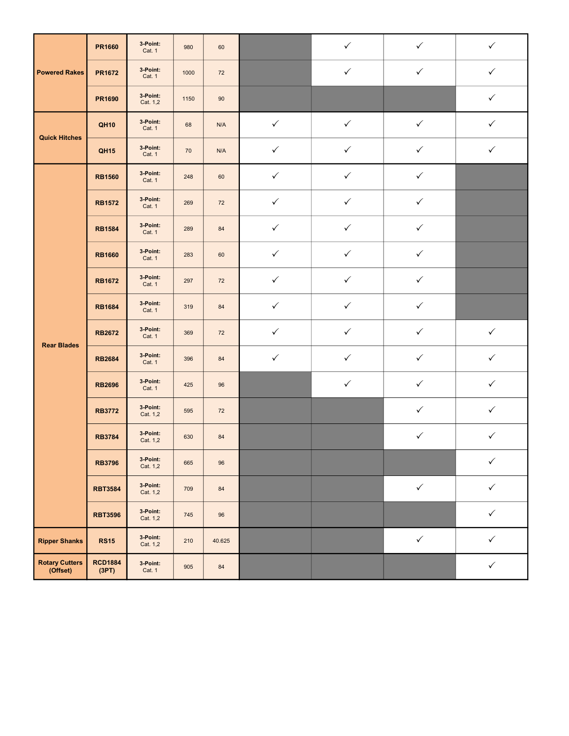| | | | | | | | | |
|---|---|---|---|---|---|---|---|---|
| Powered Rakes | PR1660 | 3-Point: Cat. 1 | 980 | 60 | | ✓ | ✓ | ✓ |
| | PR1672 | 3-Point: Cat. 1 | 1000 | 72 | | ✓ | ✓ | ✓ |
| | PR1690 | 3-Point: Cat. 1,2 | 1150 | 90 | | | | ✓ |
| Quick Hitches | QH10 | 3-Point: Cat. 1 | 68 | N/A | ✓ | ✓ | ✓ | ✓ |
| | QH15 | 3-Point: Cat. 1 | 70 | N/A | ✓ | ✓ | ✓ | ✓ |
| Rear Blades | RB1560 | 3-Point: Cat. 1 | 248 | 60 | ✓ | ✓ | ✓ | |
| | RB1572 | 3-Point: Cat. 1 | 269 | 72 | ✓ | ✓ | ✓ | |
| | RB1584 | 3-Point: Cat. 1 | 289 | 84 | ✓ | ✓ | ✓ | |
| | RB1660 | 3-Point: Cat. 1 | 283 | 60 | ✓ | ✓ | ✓ | |
| | RB1672 | 3-Point: Cat. 1 | 297 | 72 | ✓ | ✓ | ✓ | |
| | RB1684 | 3-Point: Cat. 1 | 319 | 84 | ✓ | ✓ | ✓ | |
| | RB2672 | 3-Point: Cat. 1 | 369 | 72 | ✓ | ✓ | ✓ | ✓ |
| | RB2684 | 3-Point: Cat. 1 | 396 | 84 | ✓ | ✓ | ✓ | ✓ |
| | RB2696 | 3-Point: Cat. 1 | 425 | 96 | | ✓ | ✓ | ✓ |
| | RB3772 | 3-Point: Cat. 1,2 | 595 | 72 | | | ✓ | ✓ |
| | RB3784 | 3-Point: Cat. 1,2 | 630 | 84 | | | ✓ | ✓ |
| | RB3796 | 3-Point: Cat. 1,2 | 665 | 96 | | | | ✓ |
| | RBT3584 | 3-Point: Cat. 1,2 | 709 | 84 | | | ✓ | ✓ |
| | RBT3596 | 3-Point: Cat. 1,2 | 745 | 96 | | | | ✓ |
| Ripper Shanks | RS15 | 3-Point: Cat. 1,2 | 210 | 40.625 | | | ✓ | ✓ |
| Rotary Cutters (Offset) | RCD1884 (3PT) | 3-Point: Cat. 1 | 905 | 84 | | | | ✓ |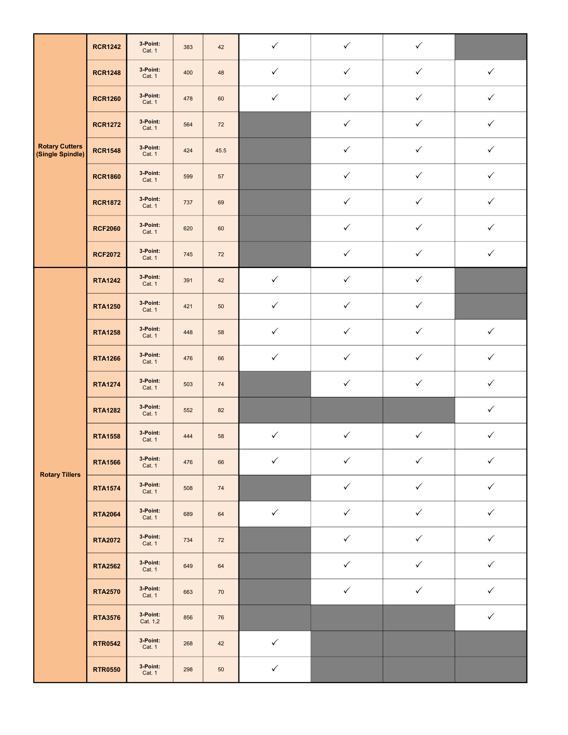| | | | | | | | | |
|---|---|---|---|---|---|---|---|---|
| Rotary Cutters (Single Spindle) | RCR1242 | 3-Point: Cat. 1 | 383 | 42 | ✓ | ✓ | ✓ | |
| | RCR1248 | 3-Point: Cat. 1 | 400 | 48 | ✓ | ✓ | ✓ | ✓ |
| | RCR1260 | 3-Point: Cat. 1 | 478 | 60 | ✓ | ✓ | ✓ | ✓ |
| | RCR1272 | 3-Point: Cat. 1 | 564 | 72 | | ✓ | ✓ | ✓ |
| | RCR1548 | 3-Point: Cat. 1 | 424 | 45.5 | | ✓ | ✓ | ✓ |
| | RCR1860 | 3-Point: Cat. 1 | 599 | 57 | | ✓ | ✓ | ✓ |
| | RCR1872 | 3-Point: Cat. 1 | 737 | 69 | | ✓ | ✓ | ✓ |
| | RCF2060 | 3-Point: Cat. 1 | 620 | 60 | | ✓ | ✓ | ✓ |
| | RCF2072 | 3-Point: Cat. 1 | 745 | 72 | | ✓ | ✓ | ✓ |
| Rotary Tillers | RTA1242 | 3-Point: Cat. 1 | 391 | 42 | ✓ | ✓ | ✓ | |
| | RTA1250 | 3-Point: Cat. 1 | 421 | 50 | ✓ | ✓ | ✓ | |
| | RTA1258 | 3-Point: Cat. 1 | 448 | 58 | ✓ | ✓ | ✓ | ✓ |
| | RTA1266 | 3-Point: Cat. 1 | 476 | 66 | ✓ | ✓ | ✓ | ✓ |
| | RTA1274 | 3-Point: Cat. 1 | 503 | 74 | | ✓ | ✓ | ✓ |
| | RTA1282 | 3-Point: Cat. 1 | 552 | 82 | | | | ✓ |
| | RTA1558 | 3-Point: Cat. 1 | 444 | 58 | ✓ | ✓ | ✓ | ✓ |
| | RTA1566 | 3-Point: Cat. 1 | 476 | 66 | ✓ | ✓ | ✓ | ✓ |
| | RTA1574 | 3-Point: Cat. 1 | 508 | 74 | | ✓ | ✓ | ✓ |
| | RTA2064 | 3-Point: Cat. 1 | 689 | 64 | ✓ | ✓ | ✓ | ✓ |
| | RTA2072 | 3-Point: Cat. 1 | 734 | 72 | | ✓ | ✓ | ✓ |
| | RTA2562 | 3-Point: Cat. 1 | 649 | 64 | | ✓ | ✓ | ✓ |
| | RTA2570 | 3-Point: Cat. 1 | 663 | 70 | | ✓ | ✓ | ✓ |
| | RTA3576 | 3-Point: Cat. 1,2 | 856 | 76 | | | | ✓ |
| | RTR0542 | 3-Point: Cat. 1 | 268 | 42 | ✓ | | | |
| | RTR0550 | 3-Point: Cat. 1 | 298 | 50 | ✓ | | | |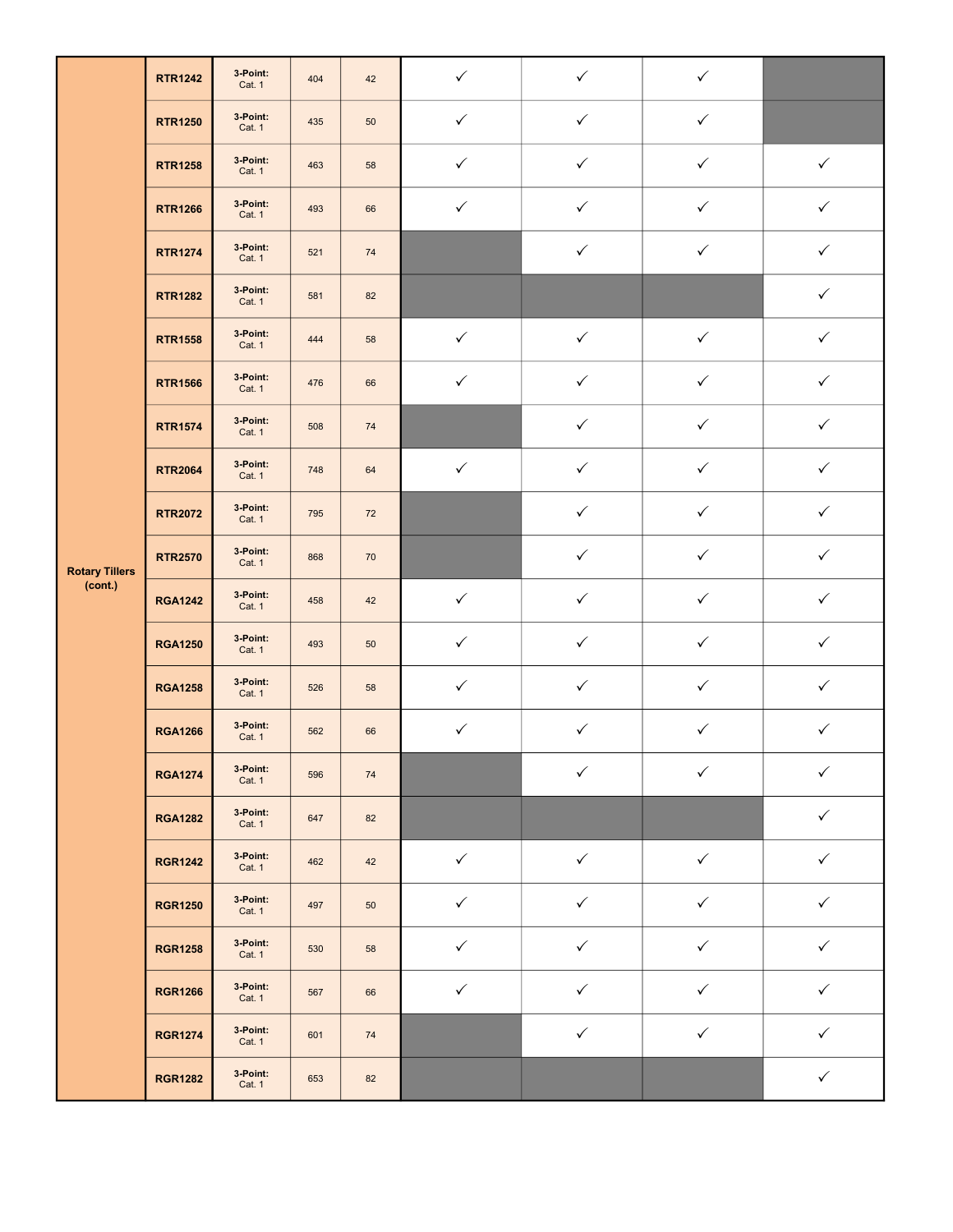| | | | | | | | | |
|---|---|---|---|---|---|---|---|---|
| Rotary Tillers (cont.) | **RTR1242** | **3-Point:** Cat. 1 | 404 | 42 | ✓ | ✓ | ✓ | |
| | **RTR1250** | **3-Point:** Cat. 1 | 435 | 50 | ✓ | ✓ | ✓ | |
| | **RTR1258** | **3-Point:** Cat. 1 | 463 | 58 | ✓ | ✓ | ✓ | ✓ |
| | **RTR1266** | **3-Point:** Cat. 1 | 493 | 66 | ✓ | ✓ | ✓ | ✓ |
| | **RTR1274** | **3-Point:** Cat. 1 | 521 | 74 | | ✓ | ✓ | ✓ |
| | **RTR1282** | **3-Point:** Cat. 1 | 581 | 82 | | | | ✓ |
| | **RTR1558** | **3-Point:** Cat. 1 | 444 | 58 | ✓ | ✓ | ✓ | ✓ |
| | **RTR1566** | **3-Point:** Cat. 1 | 476 | 66 | ✓ | ✓ | ✓ | ✓ |
| | **RTR1574** | **3-Point:** Cat. 1 | 508 | 74 | | ✓ | ✓ | ✓ |
| | **RTR2064** | **3-Point:** Cat. 1 | 748 | 64 | ✓ | ✓ | ✓ | ✓ |
| | **RTR2072** | **3-Point:** Cat. 1 | 795 | 72 | | ✓ | ✓ | ✓ |
| | **RTR2570** | **3-Point:** Cat. 1 | 868 | 70 | | ✓ | ✓ | ✓ |
| | **RGA1242** | **3-Point:** Cat. 1 | 458 | 42 | ✓ | ✓ | ✓ | ✓ |
| | **RGA1250** | **3-Point:** Cat. 1 | 493 | 50 | ✓ | ✓ | ✓ | ✓ |
| | **RGA1258** | **3-Point:** Cat. 1 | 526 | 58 | ✓ | ✓ | ✓ | ✓ |
| | **RGA1266** | **3-Point:** Cat. 1 | 562 | 66 | ✓ | ✓ | ✓ | ✓ |
| | **RGA1274** | **3-Point:** Cat. 1 | 596 | 74 | | ✓ | ✓ | ✓ |
| | **RGA1282** | **3-Point:** Cat. 1 | 647 | 82 | | | | ✓ |
| | **RGR1242** | **3-Point:** Cat. 1 | 462 | 42 | ✓ | ✓ | ✓ | ✓ |
| | **RGR1250** | **3-Point:** Cat. 1 | 497 | 50 | ✓ | ✓ | ✓ | ✓ |
| | **RGR1258** | **3-Point:** Cat. 1 | 530 | 58 | ✓ | ✓ | ✓ | ✓ |
| | **RGR1266** | **3-Point:** Cat. 1 | 567 | 66 | ✓ | ✓ | ✓ | ✓ |
| | **RGR1274** | **3-Point:** Cat. 1 | 601 | 74 | | ✓ | ✓ | ✓ |
| | **RGR1282** | **3-Point:** Cat. 1 | 653 | 82 | | | | ✓ |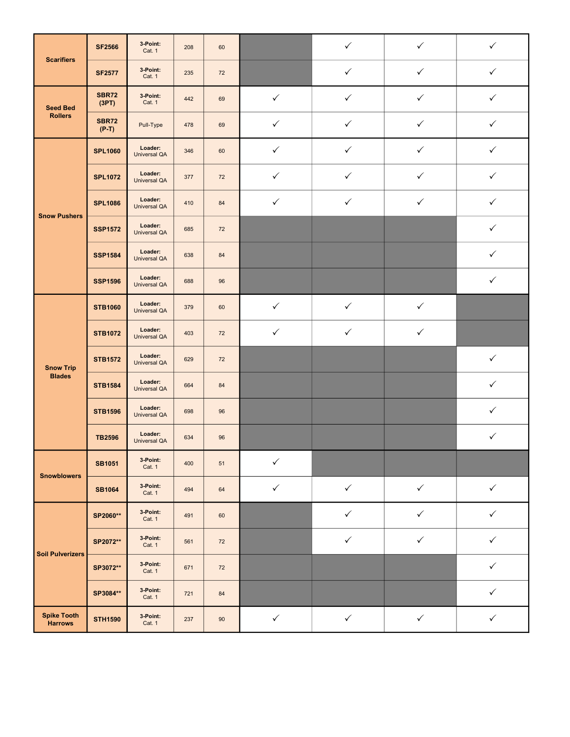| | | | | | | | | |
|---|---|---|---|---|---|---|---|---|
| **Scarifiers** | **SF2566** | **3-Point:** Cat. 1 | 208 | 60 | | ✓ | ✓ | ✓ |
| | **SF2577** | **3-Point:** Cat. 1 | 235 | 72 | | ✓ | ✓ | ✓ |
| **Seed Bed Rollers** | **SBR72 (3PT)** | **3-Point:** Cat. 1 | 442 | 69 | ✓ | ✓ | ✓ | ✓ |
| | **SBR72 (P-T)** | Pull-Type | 478 | 69 | ✓ | ✓ | ✓ | ✓ |
| **Snow Pushers** | **SPL1060** | **Loader:** Universal QA | 346 | 60 | ✓ | ✓ | ✓ | ✓ |
| | **SPL1072** | **Loader:** Universal QA | 377 | 72 | ✓ | ✓ | ✓ | ✓ |
| | **SPL1086** | **Loader:** Universal QA | 410 | 84 | ✓ | ✓ | ✓ | ✓ |
| | **SSP1572** | **Loader:** Universal QA | 685 | 72 | | | | ✓ |
| | **SSP1584** | **Loader:** Universal QA | 638 | 84 | | | | ✓ |
| | **SSP1596** | **Loader:** Universal QA | 688 | 96 | | | | ✓ |
| **Snow Trip Blades** | **STB1060** | **Loader:** Universal QA | 379 | 60 | ✓ | ✓ | ✓ | |
| | **STB1072** | **Loader:** Universal QA | 403 | 72 | ✓ | ✓ | ✓ | |
| | **STB1572** | **Loader:** Universal QA | 629 | 72 | | | | ✓ |
| | **STB1584** | **Loader:** Universal QA | 664 | 84 | | | | ✓ |
| | **STB1596** | **Loader:** Universal QA | 698 | 96 | | | | ✓ |
| | **TB2596** | **Loader:** Universal QA | 634 | 96 | | | | ✓ |
| **Snowblowers** | **SB1051** | **3-Point:** Cat. 1 | 400 | 51 | ✓ | | | |
| | **SB1064** | **3-Point:** Cat. 1 | 494 | 64 | ✓ | ✓ | ✓ | ✓ |
| **Soil Pulverizers** | **SP2060**** | **3-Point:** Cat. 1 | 491 | 60 | | ✓ | ✓ | ✓ |
| | **SP2072**** | **3-Point:** Cat. 1 | 561 | 72 | | ✓ | ✓ | ✓ |
| | **SP3072**** | **3-Point:** Cat. 1 | 671 | 72 | | | | ✓ |
| | **SP3084**** | **3-Point:** Cat. 1 | 721 | 84 | | | | ✓ |
| **Spike Tooth Harrows** | **STH1590** | **3-Point:** Cat. 1 | 237 | 90 | ✓ | ✓ | ✓ | ✓ |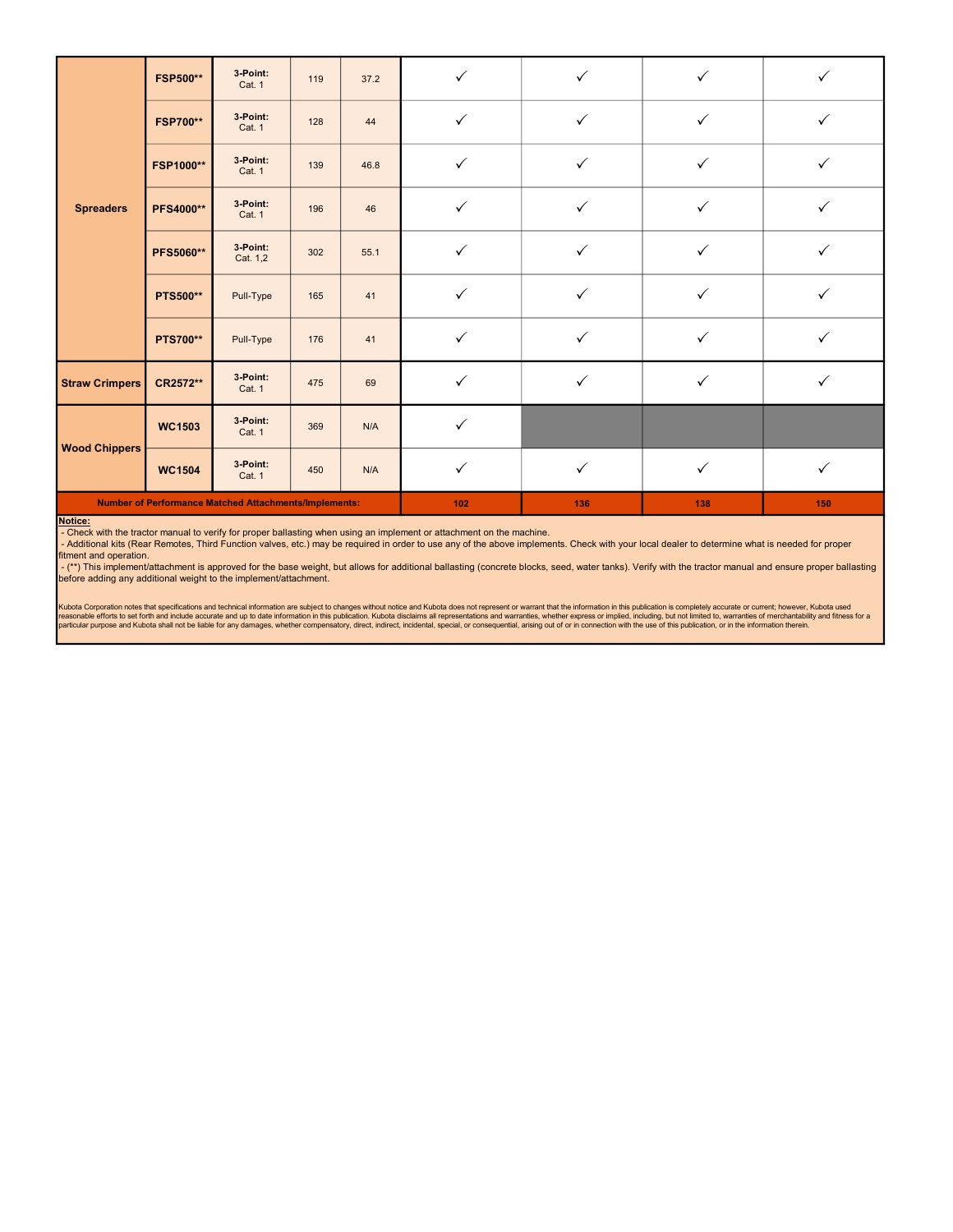| | | | | | | | | |
|---|---|---|---|---|---|---|---|---|
| Spreaders | FSP500** | 3-Point: Cat. 1 | 119 | 37.2 | ✓ | ✓ | ✓ | ✓ |
| | FSP700** | 3-Point: Cat. 1 | 128 | 44 | ✓ | ✓ | ✓ | ✓ |
| | FSP1000** | 3-Point: Cat. 1 | 139 | 46.8 | ✓ | ✓ | ✓ | ✓ |
| | PFS4000** | 3-Point: Cat. 1 | 196 | 46 | ✓ | ✓ | ✓ | ✓ |
| | PFS5060** | 3-Point: Cat. 1,2 | 302 | 55.1 | ✓ | ✓ | ✓ | ✓ |
| | PTS500** | Pull-Type | 165 | 41 | ✓ | ✓ | ✓ | ✓ |
| | PTS700** | Pull-Type | 176 | 41 | ✓ | ✓ | ✓ | ✓ |
| Straw Crimpers | CR2572** | 3-Point: Cat. 1 | 475 | 69 | ✓ | ✓ | ✓ | ✓ |
| Wood Chippers | WC1503 | 3-Point: Cat. 1 | 369 | N/A | ✓ | | | |
| | WC1504 | 3-Point: Cat. 1 | 450 | N/A | ✓ | ✓ | ✓ | ✓ |
| Number of Performance Matched Attachments/Implements: | | | | | 102 | 136 | 138 | 150 |

**Notice:**

- Check with the tractor manual to verify for proper ballasting when using an implement or attachment on the machine.
- Additional kits (Rear Remotes, Third Function valves, etc.) may be required in order to use any of the above implements. Check with your local dealer to determine what is needed for proper fitment and operation.
- (**) This implement/attachment is approved for the base weight, but allows for additional ballasting (concrete blocks, seed, water tanks). Verify with the tractor manual and ensure proper ballasting before adding any additional weight to the implement/attachment.

Kubota Corporation notes that specifications and technical information are subject to changes without notice and Kubota does not represent or warrant that the information in this publication is completely accurate or current; however, Kubota used reasonable efforts to set forth and include accurate and up to date information in this publication. Kubota disclaims all representations and warranties, whether express or implied, including, but not limited to, warranties of merchantability and fitness for a particular purpose and Kubota shall not be liable for any damages, whether compensatory, direct, indirect, incidental, special, or consequential, arising out of or in connection with the use of this publication, or in the information therein.